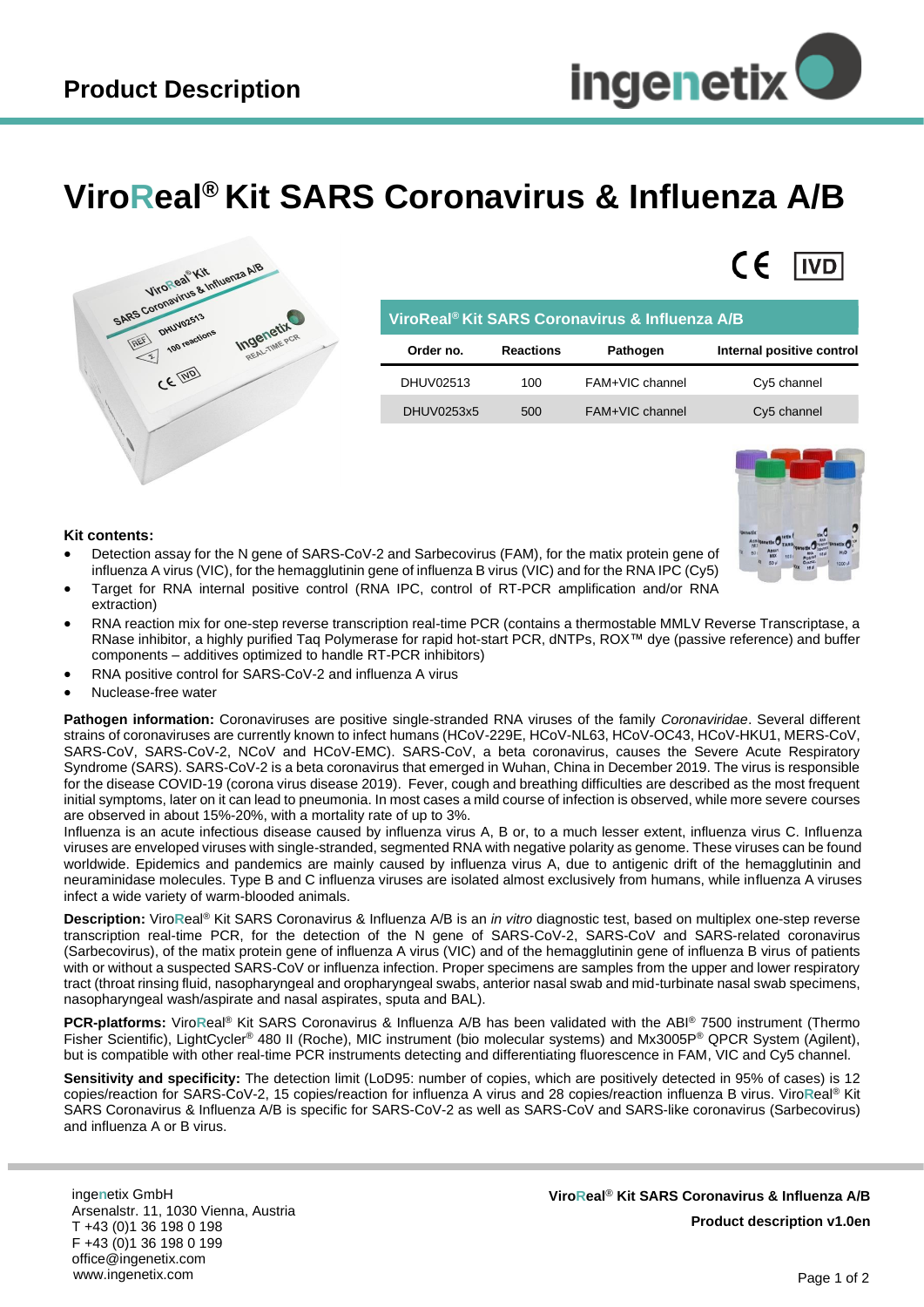# Product Description

# ViroReal® Kit SARS Coronavirus & Influenza A/B

| ViroReal® Kit SARS Coronavirus & Influenza A/B | | | |
|---|---|---|---|
| **Order no.** | **Reactions** | **Pathogen** | **Internal positive control** |
| DHUV02513 | 100 | FAM+VIC channel | Cy5 channel |
| DHUV0253x5 | 500 | FAM+VIC channel | Cy5 channel |

**Kit contents:**

- Detection assay for the N gene of SARS-CoV-2 and Sarbecovirus (FAM), for the matix protein gene of influenza A virus (VIC), for the hemagglutinin gene of influenza B virus (VIC) and for the RNA IPC (Cy5)
- Target for RNA internal positive control (RNA IPC, control of RT-PCR amplification and/or RNA extraction)
- RNA reaction mix for one-step reverse transcription real-time PCR (contains a thermostable MMLV Reverse Transcriptase, a RNase inhibitor, a highly purified Taq Polymerase for rapid hot-start PCR, dNTPs, ROX™ dye (passive reference) and buffer components – additives optimized to handle RT-PCR inhibitors)
- RNA positive control for SARS-CoV-2 and influenza A virus
- Nuclease-free water

**Pathogen information:** Coronaviruses are positive single-stranded RNA viruses of the family *Coronaviridae*. Several different strains of coronaviruses are currently known to infect humans (HCoV-229E, HCoV-NL63, HCoV-OC43, HCoV-HKU1, MERS-CoV, SARS-CoV, SARS-CoV-2, NCoV and HCoV-EMC). SARS-CoV, a beta coronavirus, causes the Severe Acute Respiratory Syndrome (SARS). SARS-CoV-2 is a beta coronavirus that emerged in Wuhan, China in December 2019. The virus is responsible for the disease COVID-19 (corona virus disease 2019). Fever, cough and breathing difficulties are described as the most frequent initial symptoms, later on it can lead to pneumonia. In most cases a mild course of infection is observed, while more severe courses are observed in about 15%-20%, with a mortality rate of up to 3%.
Influenza is an acute infectious disease caused by influenza virus A, B or, to a much lesser extent, influenza virus C. Influenza viruses are enveloped viruses with single-stranded, segmented RNA with negative polarity as genome. These viruses can be found worldwide. Epidemics and pandemics are mainly caused by influenza virus A, due to antigenic drift of the hemagglutinin and neuraminidase molecules. Type B and C influenza viruses are isolated almost exclusively from humans, while influenza A viruses infect a wide variety of warm-blooded animals.

**Description:** ViroReal® Kit SARS Coronavirus & Influenza A/B is an *in vitro* diagnostic test, based on multiplex one-step reverse transcription real-time PCR, for the detection of the N gene of SARS-CoV-2, SARS-CoV and SARS-related coronavirus (Sarbecovirus), of the matix protein gene of influenza A virus (VIC) and of the hemagglutinin gene of influenza B virus of patients with or without a suspected SARS-CoV or influenza infection. Proper specimens are samples from the upper and lower respiratory tract (throat rinsing fluid, nasopharyngeal and oropharyngeal swabs, anterior nasal swab and mid-turbinate nasal swab specimens, nasopharyngeal wash/aspirate and nasal aspirates, sputa and BAL).

**PCR-platforms:** ViroReal® Kit SARS Coronavirus & Influenza A/B has been validated with the ABI® 7500 instrument (Thermo Fisher Scientific), LightCycler® 480 II (Roche), MIC instrument (bio molecular systems) and Mx3005P® QPCR System (Agilent), but is compatible with other real-time PCR instruments detecting and differentiating fluorescence in FAM, VIC and Cy5 channel.

**Sensitivity and specificity:** The detection limit (LoD95: number of copies, which are positively detected in 95% of cases) is 12 copies/reaction for SARS-CoV-2, 15 copies/reaction for influenza A virus and 28 copies/reaction influenza B virus. ViroReal® Kit SARS Coronavirus & Influenza A/B is specific for SARS-CoV-2 as well as SARS-CoV and SARS-like coronavirus (Sarbecovirus) and influenza A or B virus.

ingenetix GmbH
Arsenalstr. 11, 1030 Vienna, Austria
T +43 (0)1 36 198 0 198
F +43 (0)1 36 198 0 199
office@ingenetix.com
www.ingenetix.com

**ViroReal® Kit SARS Coronavirus & Influenza A/B**
**Product description v1.0en**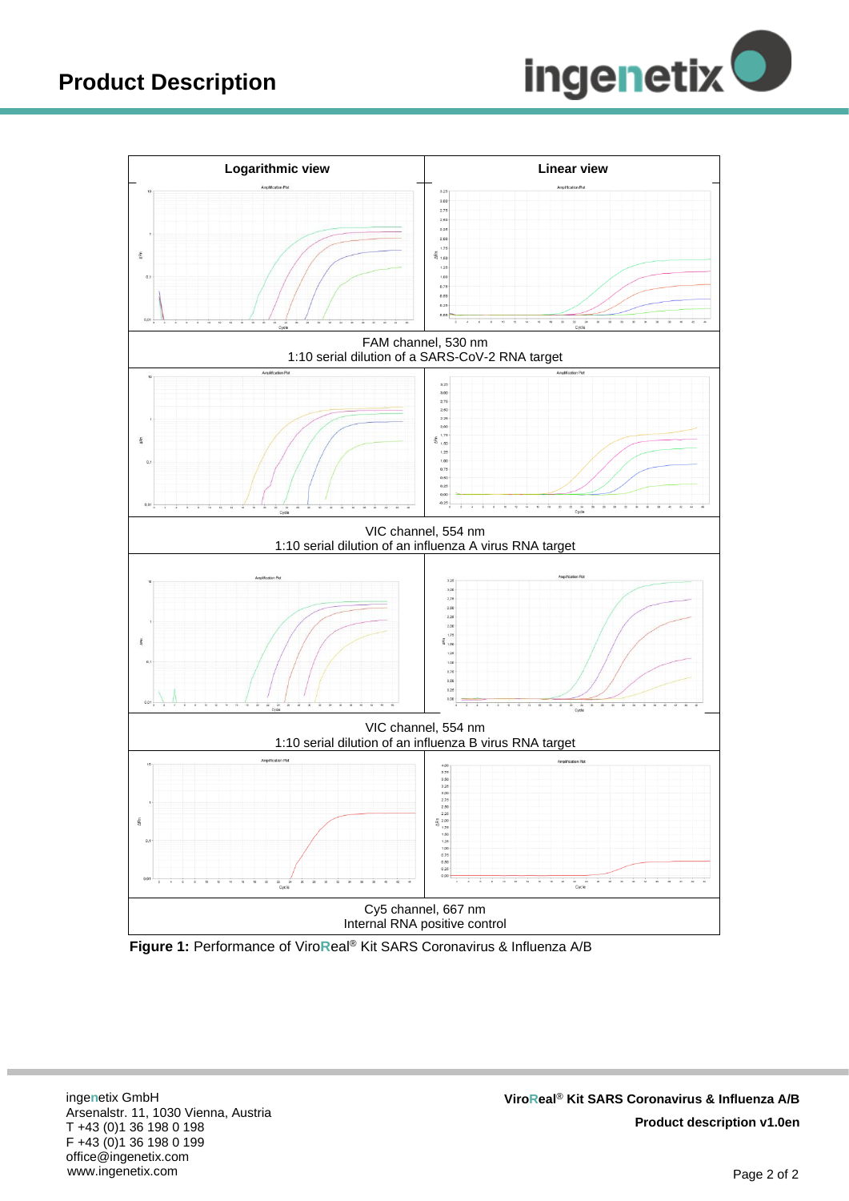# Product Description

| Logarithmic view | Linear view |
| --- | --- |
| FAM channel, 530 nm<br>1:10 serial dilution of a SARS-CoV-2 RNA target | |
| VIC channel, 554 nm<br>1:10 serial dilution of an influenza A virus RNA target | |
| VIC channel, 554 nm<br>1:10 serial dilution of an influenza B virus RNA target | |
| Cy5 channel, 667 nm<br>Internal RNA positive control | |

**Figure 1:** Performance of ViroReal® Kit SARS Coronavirus & Influenza A/B

ingenetix GmbH
Arsenalstr. 11, 1030 Vienna, Austria
T +43 (0)1 36 198 0 198
F +43 (0)1 36 198 0 199
office@ingenetix.com
www.ingenetix.com

**ViroReal® Kit SARS Coronavirus & Influenza A/B**

**Product description v1.0en**